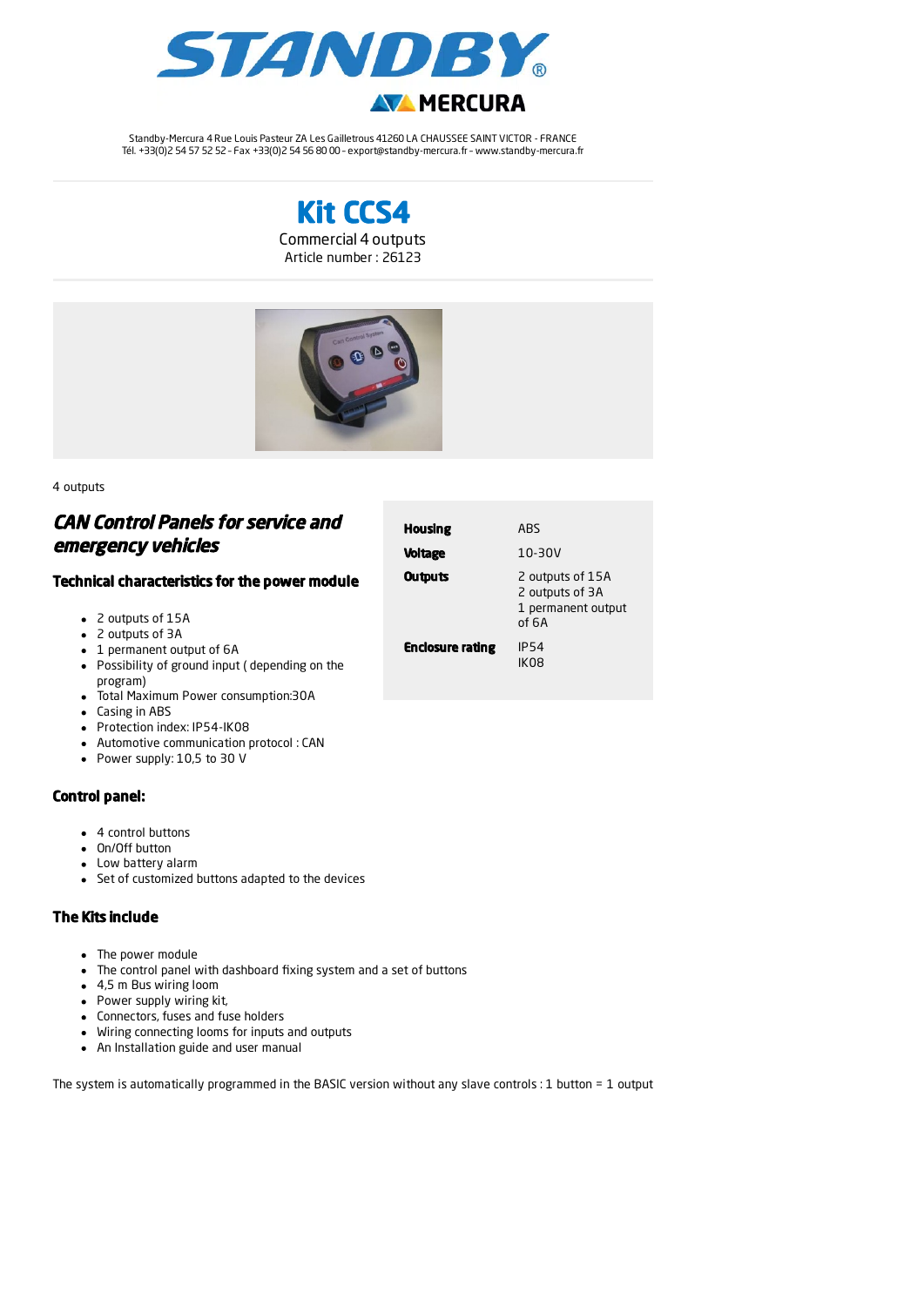# STANDBY®

MERCURA

Standby-Mercura 4 Rue Louis Pasteur ZA Les Gailletrous 41260 LA CHAUSSEE SAINT VICTOR - FRANCE
Tél. +33(0)2 54 57 52 52 - Fax +33(0)2 54 56 80 00 - export@standby-mercura.fr - www.standby-mercura.fr

# Kit CCS4

Commercial 4 outputs
Article number : 26123

4 outputs

## *CAN Control Panels for service and emergency vehicles*

### Technical characteristics for the power module

- 2 outputs of 15A
- 2 outputs of 3A
- 1 permanent output of 6A
- Possibility of ground input ( depending on the program)
- Total Maximum Power consumption:30A
- Casing in ABS
- Protection index: IP54-IK08
- Automotive communication protocol : CAN
- Power supply: 10,5 to 30 V

| | |
|---|---|
| **Housing** | ABS |
| **Voltage** | 10-30V |
| **Outputs** | 2 outputs of 15A<br>2 outputs of 3A<br>1 permanent output of 6A |
| **Enclosure rating** | IP54<br>IK08 |

### Control panel:

- 4 control buttons
- On/Off button
- Low battery alarm
- Set of customized buttons adapted to the devices

### The Kits include

- The power module
- The control panel with dashboard fixing system and a set of buttons
- 4,5 m Bus wiring loom
- Power supply wiring kit,
- Connectors, fuses and fuse holders
- Wiring connecting looms for inputs and outputs
- An Installation guide and user manual

The system is automatically programmed in the BASIC version without any slave controls : 1 button = 1 output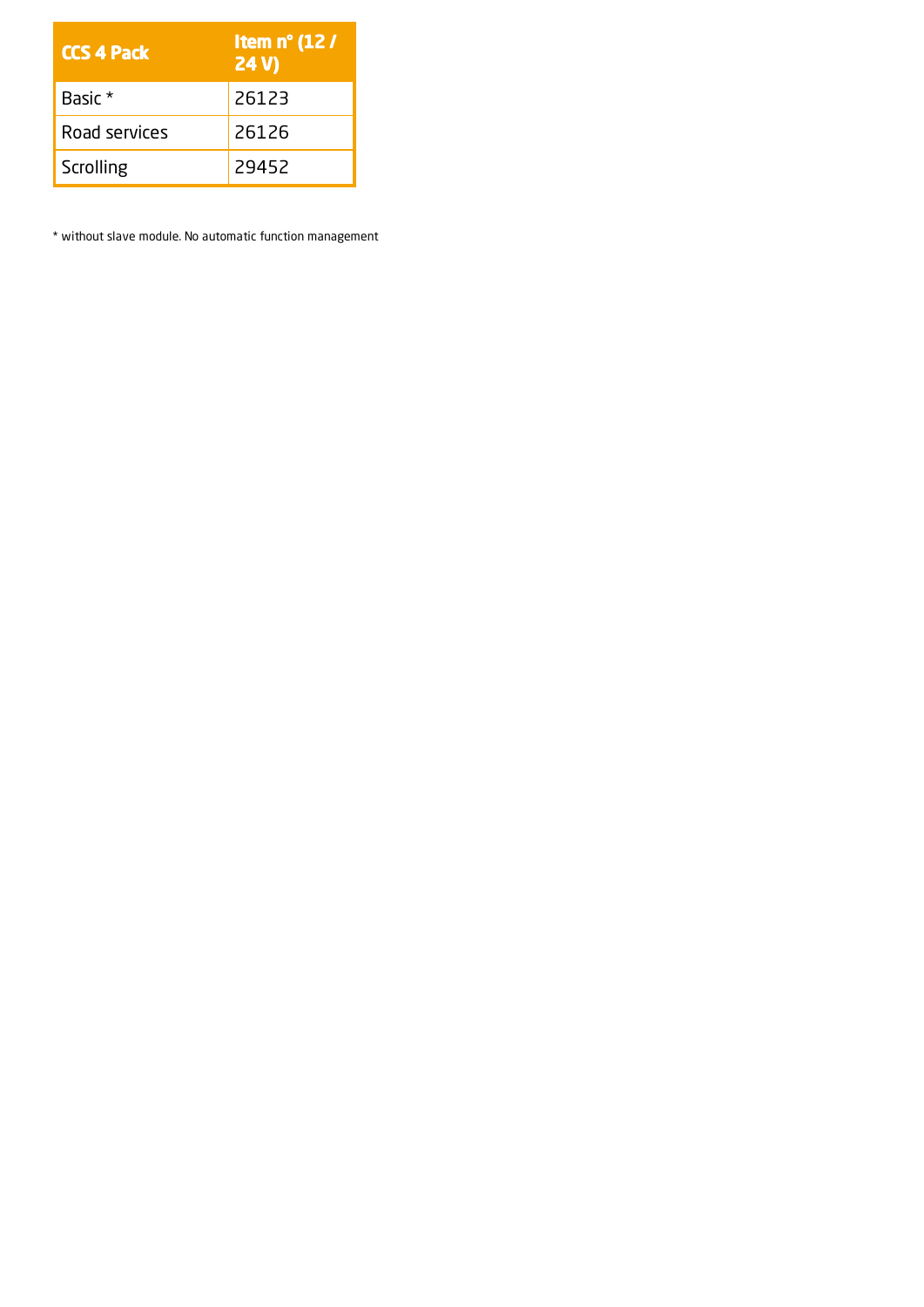| CCS 4 Pack | Item n° (12 / 24 V) |
|---|---|
| Basic * | 26123 |
| Road services | 26126 |
| Scrolling | 29452 |

* without slave module. No automatic function management